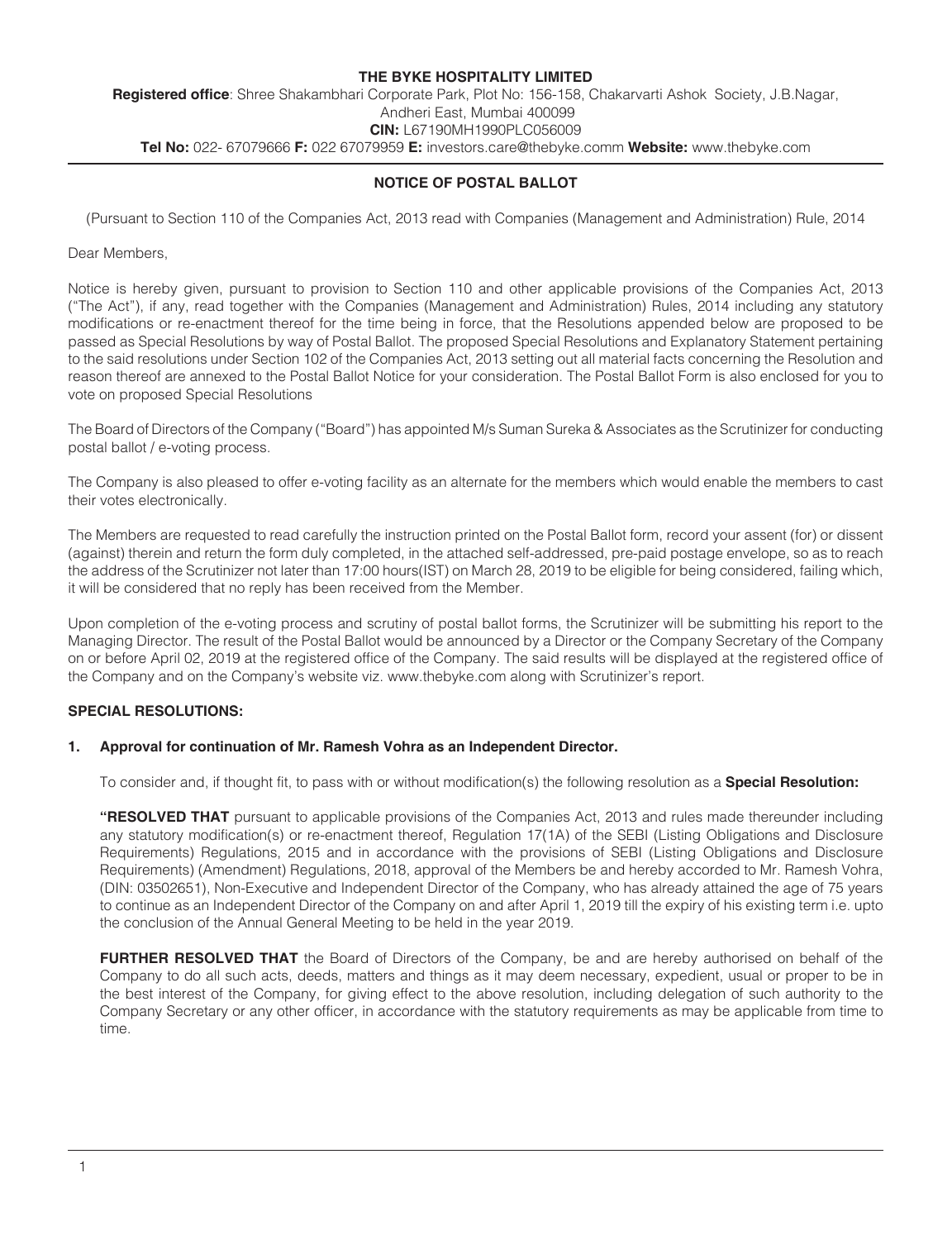**THE BYKE HOSPITALITY LIMITED**

**Registered office**: Shree Shakambhari Corporate Park, Plot No: 156-158, Chakarvarti Ashok Society, J.B.Nagar, Andheri East, Mumbai 400099

**CIN:** L67190MH1990PLC056009

**Tel No:** 022- 67079666 **F:** 022 67079959 **E:** investors.care@thebyke.comm **Website:** www.thebyke.com

## NOTICE OF POSTAL BALLOT

(Pursuant to Section 110 of the Companies Act, 2013 read with Companies (Management and Administration) Rule, 2014

Dear Members,

Notice is hereby given, pursuant to provision to Section 110 and other applicable provisions of the Companies Act, 2013 ("The Act"), if any, read together with the Companies (Management and Administration) Rules, 2014 including any statutory modifications or re-enactment thereof for the time being in force, that the Resolutions appended below are proposed to be passed as Special Resolutions by way of Postal Ballot. The proposed Special Resolutions and Explanatory Statement pertaining to the said resolutions under Section 102 of the Companies Act, 2013 setting out all material facts concerning the Resolution and reason thereof are annexed to the Postal Ballot Notice for your consideration. The Postal Ballot Form is also enclosed for you to vote on proposed Special Resolutions

The Board of Directors of the Company ("Board") has appointed M/s Suman Sureka & Associates as the Scrutinizer for conducting postal ballot / e-voting process.

The Company is also pleased to offer e-voting facility as an alternate for the members which would enable the members to cast their votes electronically.

The Members are requested to read carefully the instruction printed on the Postal Ballot form, record your assent (for) or dissent (against) therein and return the form duly completed, in the attached self-addressed, pre-paid postage envelope, so as to reach the address of the Scrutinizer not later than 17:00 hours(IST) on March 28, 2019 to be eligible for being considered, failing which, it will be considered that no reply has been received from the Member.

Upon completion of the e-voting process and scrutiny of postal ballot forms, the Scrutinizer will be submitting his report to the Managing Director. The result of the Postal Ballot would be announced by a Director or the Company Secretary of the Company on or before April 02, 2019 at the registered office of the Company. The said results will be displayed at the registered office of the Company and on the Company's website viz. www.thebyke.com along with Scrutinizer's report.

### SPECIAL RESOLUTIONS:

**1. Approval for continuation of Mr. Ramesh Vohra as an Independent Director.**

To consider and, if thought fit, to pass with or without modification(s) the following resolution as a **Special Resolution:**

**"RESOLVED THAT** pursuant to applicable provisions of the Companies Act, 2013 and rules made thereunder including any statutory modification(s) or re-enactment thereof, Regulation 17(1A) of the SEBI (Listing Obligations and Disclosure Requirements) Regulations, 2015 and in accordance with the provisions of SEBI (Listing Obligations and Disclosure Requirements) (Amendment) Regulations, 2018, approval of the Members be and hereby accorded to Mr. Ramesh Vohra, (DIN: 03502651), Non-Executive and Independent Director of the Company, who has already attained the age of 75 years to continue as an Independent Director of the Company on and after April 1, 2019 till the expiry of his existing term i.e. upto the conclusion of the Annual General Meeting to be held in the year 2019.

**FURTHER RESOLVED THAT** the Board of Directors of the Company, be and are hereby authorised on behalf of the Company to do all such acts, deeds, matters and things as it may deem necessary, expedient, usual or proper to be in the best interest of the Company, for giving effect to the above resolution, including delegation of such authority to the Company Secretary or any other officer, in accordance with the statutory requirements as may be applicable from time to time.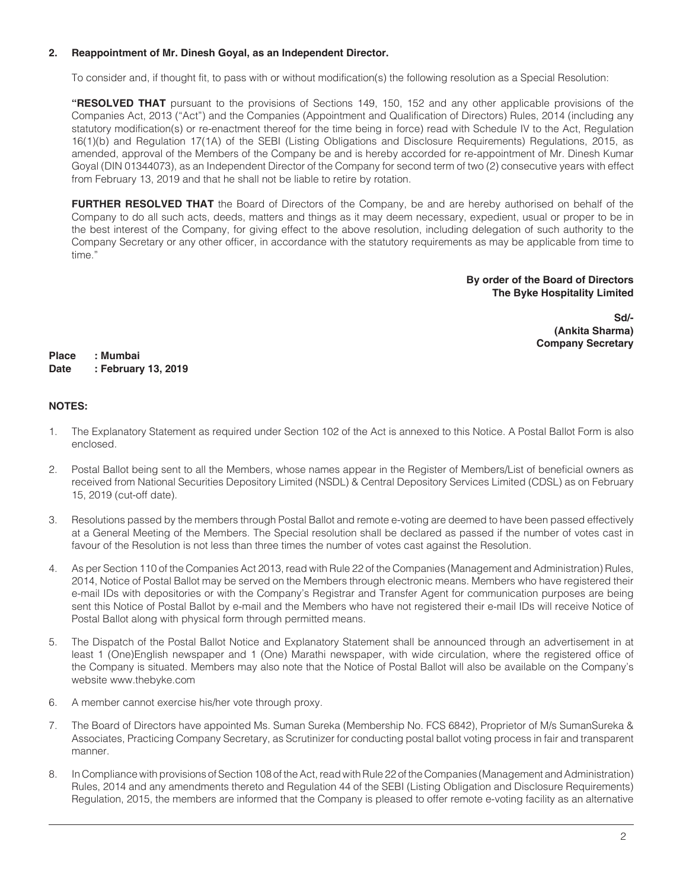**2. Reappointment of Mr. Dinesh Goyal, as an Independent Director.**

To consider and, if thought fit, to pass with or without modification(s) the following resolution as a Special Resolution:

**"RESOLVED THAT** pursuant to the provisions of Sections 149, 150, 152 and any other applicable provisions of the Companies Act, 2013 ("Act") and the Companies (Appointment and Qualification of Directors) Rules, 2014 (including any statutory modification(s) or re-enactment thereof for the time being in force) read with Schedule IV to the Act, Regulation 16(1)(b) and Regulation 17(1A) of the SEBI (Listing Obligations and Disclosure Requirements) Regulations, 2015, as amended, approval of the Members of the Company be and is hereby accorded for re-appointment of Mr. Dinesh Kumar Goyal (DIN 01344073), as an Independent Director of the Company for second term of two (2) consecutive years with effect from February 13, 2019 and that he shall not be liable to retire by rotation.

**FURTHER RESOLVED THAT** the Board of Directors of the Company, be and are hereby authorised on behalf of the Company to do all such acts, deeds, matters and things as it may deem necessary, expedient, usual or proper to be in the best interest of the Company, for giving effect to the above resolution, including delegation of such authority to the Company Secretary or any other officer, in accordance with the statutory requirements as may be applicable from time to time."

**By order of the Board of Directors**
**The Byke Hospitality Limited**

**Sd/-**
**(Ankita Sharma)**
**Company Secretary**

**Place : Mumbai**
**Date : February 13, 2019**

**NOTES:**

1. The Explanatory Statement as required under Section 102 of the Act is annexed to this Notice. A Postal Ballot Form is also enclosed.

2. Postal Ballot being sent to all the Members, whose names appear in the Register of Members/List of beneficial owners as received from National Securities Depository Limited (NSDL) & Central Depository Services Limited (CDSL) as on February 15, 2019 (cut-off date).

3. Resolutions passed by the members through Postal Ballot and remote e-voting are deemed to have been passed effectively at a General Meeting of the Members. The Special resolution shall be declared as passed if the number of votes cast in favour of the Resolution is not less than three times the number of votes cast against the Resolution.

4. As per Section 110 of the Companies Act 2013, read with Rule 22 of the Companies (Management and Administration) Rules, 2014, Notice of Postal Ballot may be served on the Members through electronic means. Members who have registered their e-mail IDs with depositories or with the Company's Registrar and Transfer Agent for communication purposes are being sent this Notice of Postal Ballot by e-mail and the Members who have not registered their e-mail IDs will receive Notice of Postal Ballot along with physical form through permitted means.

5. The Dispatch of the Postal Ballot Notice and Explanatory Statement shall be announced through an advertisement in at least 1 (One)English newspaper and 1 (One) Marathi newspaper, with wide circulation, where the registered office of the Company is situated. Members may also note that the Notice of Postal Ballot will also be available on the Company's website www.thebyke.com

6. A member cannot exercise his/her vote through proxy.

7. The Board of Directors have appointed Ms. Suman Sureka (Membership No. FCS 6842), Proprietor of M/s SumanSureka & Associates, Practicing Company Secretary, as Scrutinizer for conducting postal ballot voting process in fair and transparent manner.

8. In Compliance with provisions of Section 108 of the Act, read with Rule 22 of the Companies (Management and Administration) Rules, 2014 and any amendments thereto and Regulation 44 of the SEBI (Listing Obligation and Disclosure Requirements) Regulation, 2015, the members are informed that the Company is pleased to offer remote e-voting facility as an alternative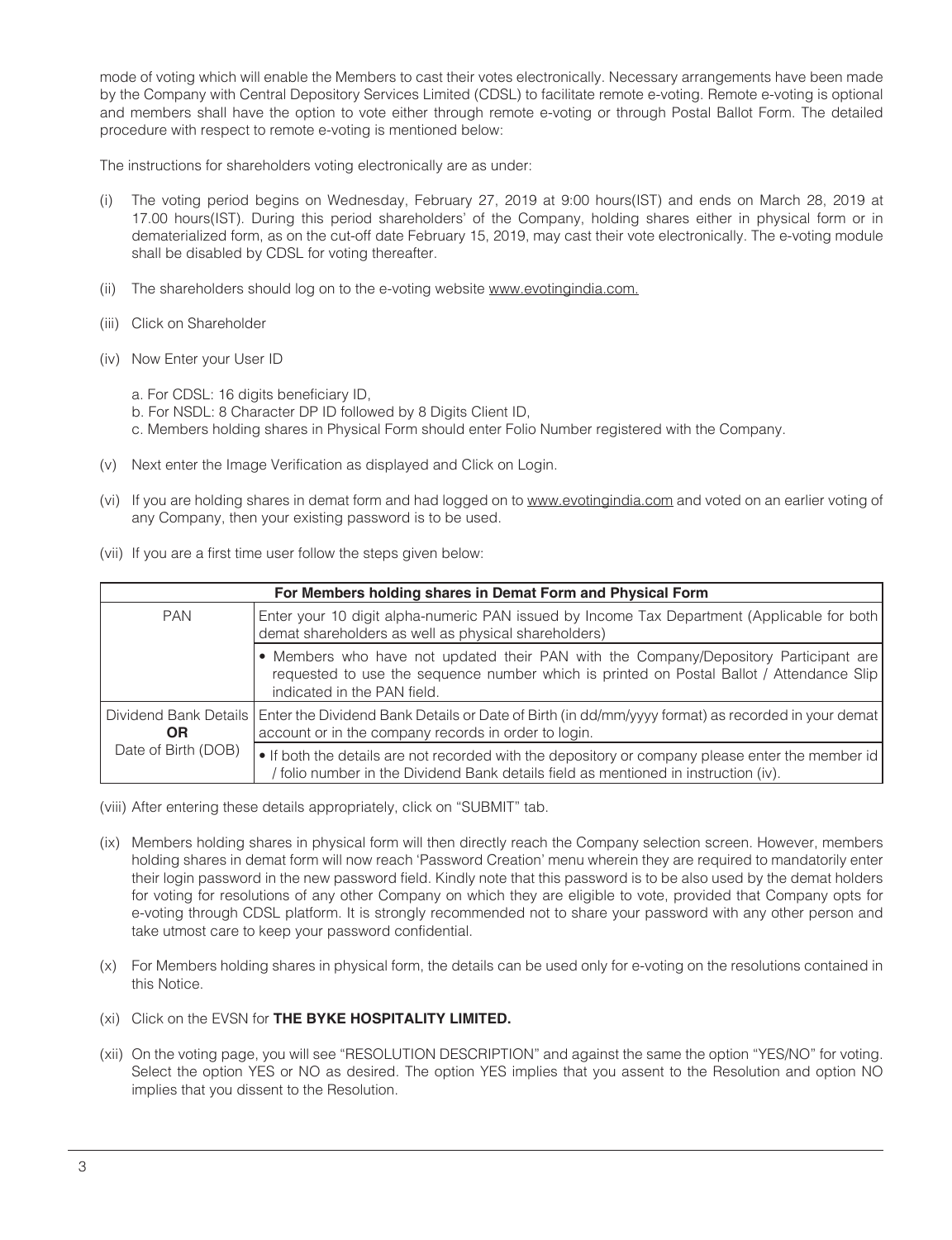mode of voting which will enable the Members to cast their votes electronically. Necessary arrangements have been made by the Company with Central Depository Services Limited (CDSL) to facilitate remote e-voting. Remote e-voting is optional and members shall have the option to vote either through remote e-voting or through Postal Ballot Form. The detailed procedure with respect to remote e-voting is mentioned below:

The instructions for shareholders voting electronically are as under:

(i) The voting period begins on Wednesday, February 27, 2019 at 9:00 hours(IST) and ends on March 28, 2019 at 17.00 hours(IST). During this period shareholders' of the Company, holding shares either in physical form or in dematerialized form, as on the cut-off date February 15, 2019, may cast their vote electronically. The e-voting module shall be disabled by CDSL for voting thereafter.

(ii) The shareholders should log on to the e-voting website www.evotingindia.com.

(iii) Click on Shareholder

(iv) Now Enter your User ID

a. For CDSL: 16 digits beneficiary ID,
b. For NSDL: 8 Character DP ID followed by 8 Digits Client ID,
c. Members holding shares in Physical Form should enter Folio Number registered with the Company.

(v) Next enter the Image Verification as displayed and Click on Login.

(vi) If you are holding shares in demat form and had logged on to www.evotingindia.com and voted on an earlier voting of any Company, then your existing password is to be used.

(vii) If you are a first time user follow the steps given below:

| For Members holding shares in Demat Form and Physical Form | |
|---|---|
| PAN | Enter your 10 digit alpha-numeric PAN issued by Income Tax Department (Applicable for both demat shareholders as well as physical shareholders) |
| | • Members who have not updated their PAN with the Company/Depository Participant are requested to use the sequence number which is printed on Postal Ballot / Attendance Slip indicated in the PAN field. |
| Dividend Bank Details **OR** Date of Birth (DOB) | Enter the Dividend Bank Details or Date of Birth (in dd/mm/yyyy format) as recorded in your demat account or in the company records in order to login. |
| | • If both the details are not recorded with the depository or company please enter the member id / folio number in the Dividend Bank details field as mentioned in instruction (iv). |

(viii) After entering these details appropriately, click on "SUBMIT" tab.

(ix) Members holding shares in physical form will then directly reach the Company selection screen. However, members holding shares in demat form will now reach 'Password Creation' menu wherein they are required to mandatorily enter their login password in the new password field. Kindly note that this password is to be also used by the demat holders for voting for resolutions of any other Company on which they are eligible to vote, provided that Company opts for e-voting through CDSL platform. It is strongly recommended not to share your password with any other person and take utmost care to keep your password confidential.

(x) For Members holding shares in physical form, the details can be used only for e-voting on the resolutions contained in this Notice.

(xi) Click on the EVSN for **THE BYKE HOSPITALITY LIMITED.**

(xii) On the voting page, you will see "RESOLUTION DESCRIPTION" and against the same the option "YES/NO" for voting. Select the option YES or NO as desired. The option YES implies that you assent to the Resolution and option NO implies that you dissent to the Resolution.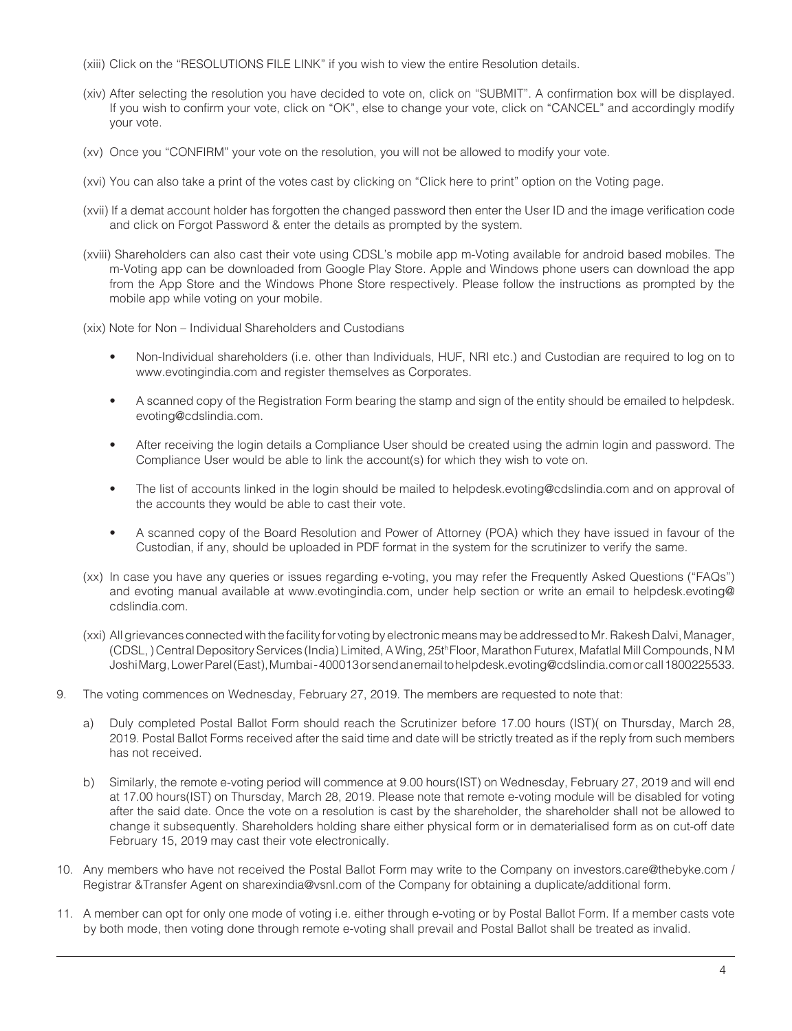(xiii) Click on the "RESOLUTIONS FILE LINK" if you wish to view the entire Resolution details.

(xiv) After selecting the resolution you have decided to vote on, click on "SUBMIT". A confirmation box will be displayed. If you wish to confirm your vote, click on "OK", else to change your vote, click on "CANCEL" and accordingly modify your vote.

(xv) Once you "CONFIRM" your vote on the resolution, you will not be allowed to modify your vote.

(xvi) You can also take a print of the votes cast by clicking on "Click here to print" option on the Voting page.

(xvii) If a demat account holder has forgotten the changed password then enter the User ID and the image verification code and click on Forgot Password & enter the details as prompted by the system.

(xviii) Shareholders can also cast their vote using CDSL's mobile app m-Voting available for android based mobiles. The m-Voting app can be downloaded from Google Play Store. Apple and Windows phone users can download the app from the App Store and the Windows Phone Store respectively. Please follow the instructions as prompted by the mobile app while voting on your mobile.

(xix) Note for Non – Individual Shareholders and Custodians

- Non-Individual shareholders (i.e. other than Individuals, HUF, NRI etc.) and Custodian are required to log on to www.evotingindia.com and register themselves as Corporates.
- A scanned copy of the Registration Form bearing the stamp and sign of the entity should be emailed to helpdesk.evoting@cdslindia.com.
- After receiving the login details a Compliance User should be created using the admin login and password. The Compliance User would be able to link the account(s) for which they wish to vote on.
- The list of accounts linked in the login should be mailed to helpdesk.evoting@cdslindia.com and on approval of the accounts they would be able to cast their vote.
- A scanned copy of the Board Resolution and Power of Attorney (POA) which they have issued in favour of the Custodian, if any, should be uploaded in PDF format in the system for the scrutinizer to verify the same.

(xx) In case you have any queries or issues regarding e-voting, you may refer the Frequently Asked Questions ("FAQs") and evoting manual available at www.evotingindia.com, under help section or write an email to helpdesk.evoting@cdslindia.com.

(xxi) All grievances connected with the facility for voting by electronic means may be addressed to Mr. Rakesh Dalvi, Manager, (CDSL, ) Central Depository Services (India) Limited, A Wing, 25th Floor, Marathon Futurex, Mafatlal Mill Compounds, N M Joshi Marg, Lower Parel (East), Mumbai - 400013 or send an email to helpdesk.evoting@cdslindia.com or call 1800225533.

9. The voting commences on Wednesday, February 27, 2019. The members are requested to note that:

   a) Duly completed Postal Ballot Form should reach the Scrutinizer before 17.00 hours (IST)( on Thursday, March 28, 2019. Postal Ballot Forms received after the said time and date will be strictly treated as if the reply from such members has not received.

   b) Similarly, the remote e-voting period will commence at 9.00 hours(IST) on Wednesday, February 27, 2019 and will end at 17.00 hours(IST) on Thursday, March 28, 2019. Please note that remote e-voting module will be disabled for voting after the said date. Once the vote on a resolution is cast by the shareholder, the shareholder shall not be allowed to change it subsequently. Shareholders holding share either physical form or in dematerialised form as on cut-off date February 15, 2019 may cast their vote electronically.

10. Any members who have not received the Postal Ballot Form may write to the Company on investors.care@thebyke.com / Registrar &Transfer Agent on sharexindia@vsnl.com of the Company for obtaining a duplicate/additional form.

11. A member can opt for only one mode of voting i.e. either through e-voting or by Postal Ballot Form. If a member casts vote by both mode, then voting done through remote e-voting shall prevail and Postal Ballot shall be treated as invalid.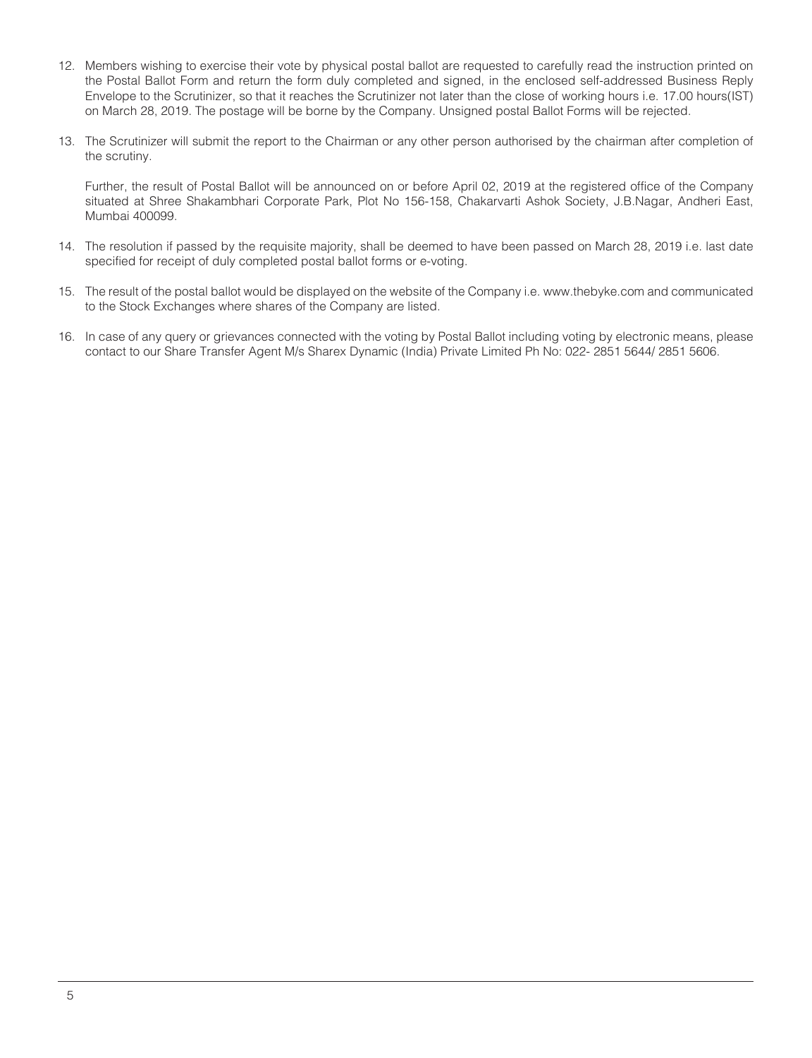12. Members wishing to exercise their vote by physical postal ballot are requested to carefully read the instruction printed on the Postal Ballot Form and return the form duly completed and signed, in the enclosed self-addressed Business Reply Envelope to the Scrutinizer, so that it reaches the Scrutinizer not later than the close of working hours i.e. 17.00 hours(IST) on March 28, 2019. The postage will be borne by the Company. Unsigned postal Ballot Forms will be rejected.

13. The Scrutinizer will submit the report to the Chairman or any other person authorised by the chairman after completion of the scrutiny.

    Further, the result of Postal Ballot will be announced on or before April 02, 2019 at the registered office of the Company situated at Shree Shakambhari Corporate Park, Plot No 156-158, Chakarvarti Ashok Society, J.B.Nagar, Andheri East, Mumbai 400099.

14. The resolution if passed by the requisite majority, shall be deemed to have been passed on March 28, 2019 i.e. last date specified for receipt of duly completed postal ballot forms or e-voting.

15. The result of the postal ballot would be displayed on the website of the Company i.e. www.thebyke.com and communicated to the Stock Exchanges where shares of the Company are listed.

16. In case of any query or grievances connected with the voting by Postal Ballot including voting by electronic means, please contact to our Share Transfer Agent M/s Sharex Dynamic (India) Private Limited Ph No: 022- 2851 5644/ 2851 5606.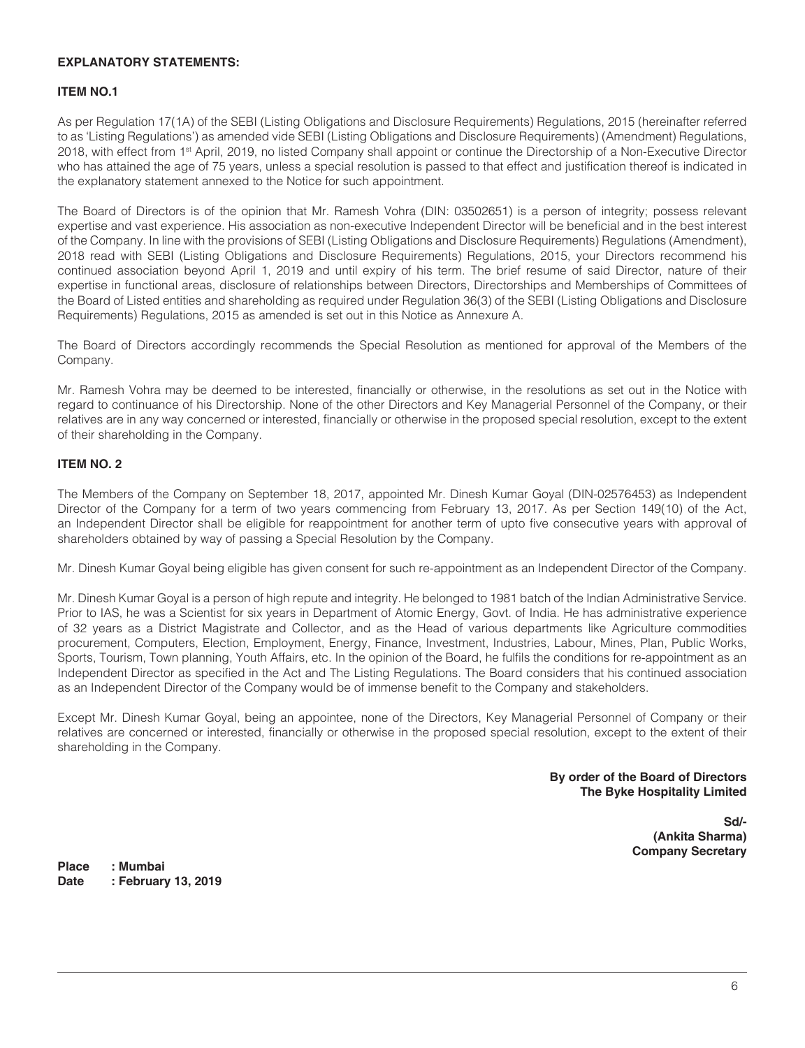**EXPLANATORY STATEMENTS:**

**ITEM NO.1**

As per Regulation 17(1A) of the SEBI (Listing Obligations and Disclosure Requirements) Regulations, 2015 (hereinafter referred to as 'Listing Regulations') as amended vide SEBI (Listing Obligations and Disclosure Requirements) (Amendment) Regulations, 2018, with effect from 1st April, 2019, no listed Company shall appoint or continue the Directorship of a Non-Executive Director who has attained the age of 75 years, unless a special resolution is passed to that effect and justification thereof is indicated in the explanatory statement annexed to the Notice for such appointment.

The Board of Directors is of the opinion that Mr. Ramesh Vohra (DIN: 03502651) is a person of integrity; possess relevant expertise and vast experience. His association as non-executive Independent Director will be beneficial and in the best interest of the Company. In line with the provisions of SEBI (Listing Obligations and Disclosure Requirements) Regulations (Amendment), 2018 read with SEBI (Listing Obligations and Disclosure Requirements) Regulations, 2015, your Directors recommend his continued association beyond April 1, 2019 and until expiry of his term. The brief resume of said Director, nature of their expertise in functional areas, disclosure of relationships between Directors, Directorships and Memberships of Committees of the Board of Listed entities and shareholding as required under Regulation 36(3) of the SEBI (Listing Obligations and Disclosure Requirements) Regulations, 2015 as amended is set out in this Notice as Annexure A.

The Board of Directors accordingly recommends the Special Resolution as mentioned for approval of the Members of the Company.

Mr. Ramesh Vohra may be deemed to be interested, financially or otherwise, in the resolutions as set out in the Notice with regard to continuance of his Directorship. None of the other Directors and Key Managerial Personnel of the Company, or their relatives are in any way concerned or interested, financially or otherwise in the proposed special resolution, except to the extent of their shareholding in the Company.

**ITEM NO. 2**

The Members of the Company on September 18, 2017, appointed Mr. Dinesh Kumar Goyal (DIN-02576453) as Independent Director of the Company for a term of two years commencing from February 13, 2017. As per Section 149(10) of the Act, an Independent Director shall be eligible for reappointment for another term of upto five consecutive years with approval of shareholders obtained by way of passing a Special Resolution by the Company.

Mr. Dinesh Kumar Goyal being eligible has given consent for such re-appointment as an Independent Director of the Company.

Mr. Dinesh Kumar Goyal is a person of high repute and integrity. He belonged to 1981 batch of the Indian Administrative Service. Prior to IAS, he was a Scientist for six years in Department of Atomic Energy, Govt. of India. He has administrative experience of 32 years as a District Magistrate and Collector, and as the Head of various departments like Agriculture commodities procurement, Computers, Election, Employment, Energy, Finance, Investment, Industries, Labour, Mines, Plan, Public Works, Sports, Tourism, Town planning, Youth Affairs, etc. In the opinion of the Board, he fulfils the conditions for re-appointment as an Independent Director as specified in the Act and The Listing Regulations. The Board considers that his continued association as an Independent Director of the Company would be of immense benefit to the Company and stakeholders.

Except Mr. Dinesh Kumar Goyal, being an appointee, none of the Directors, Key Managerial Personnel of Company or their relatives are concerned or interested, financially or otherwise in the proposed special resolution, except to the extent of their shareholding in the Company.

**By order of the Board of Directors**
**The Byke Hospitality Limited**

**Sd/-**
**(Ankita Sharma)**
**Company Secretary**

**Place : Mumbai**
**Date : February 13, 2019**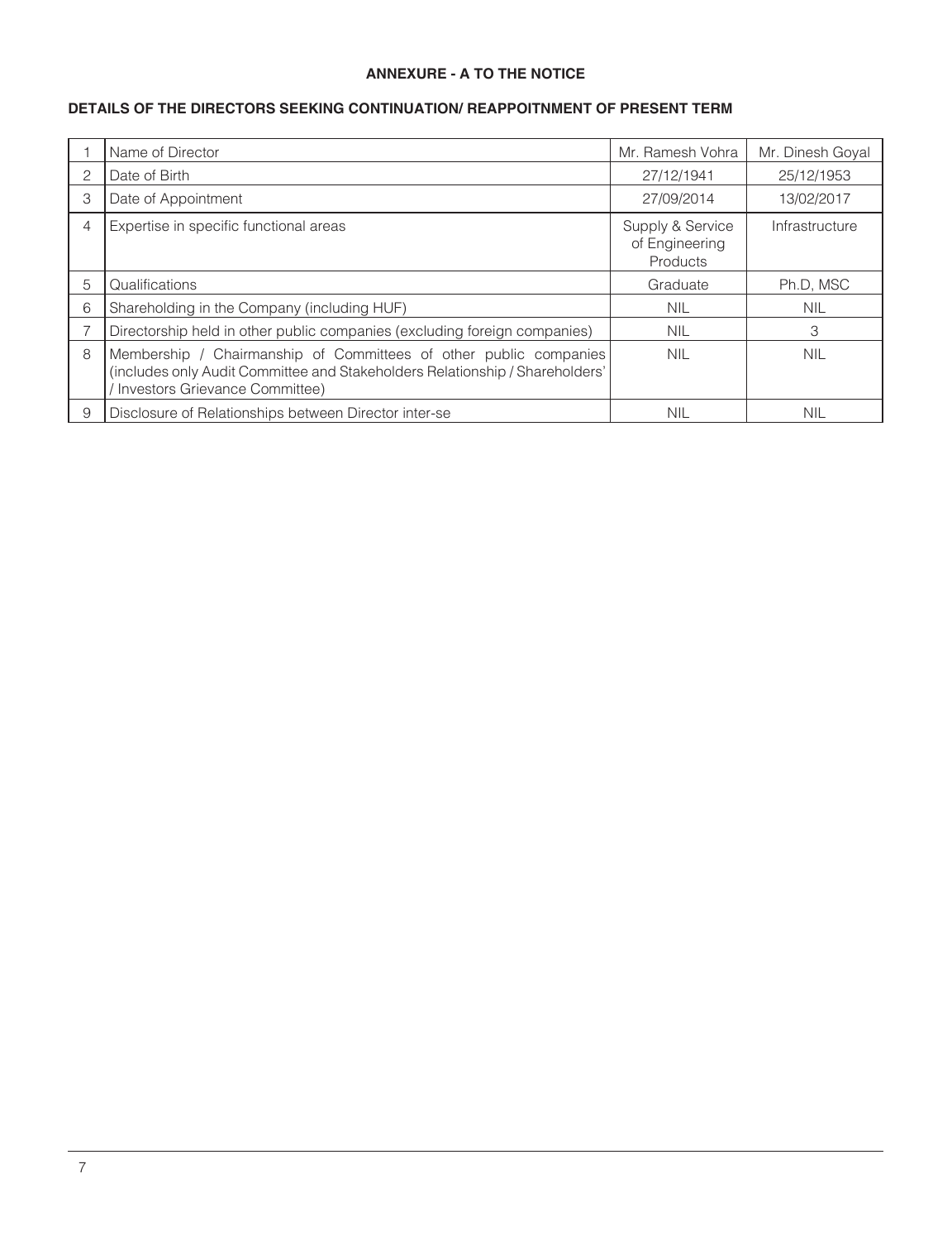**ANNEXURE - A TO THE NOTICE**

**DETAILS OF THE DIRECTORS SEEKING CONTINUATION/ REAPPOITNMENT OF PRESENT TERM**

| | | | |
|---|---|---|---|
| 1 | Name of Director | Mr. Ramesh Vohra | Mr. Dinesh Goyal |
| 2 | Date of Birth | 27/12/1941 | 25/12/1953 |
| 3 | Date of Appointment | 27/09/2014 | 13/02/2017 |
| 4 | Expertise in specific functional areas | Supply & Service of Engineering Products | Infrastructure |
| 5 | Qualifications | Graduate | Ph.D, MSC |
| 6 | Shareholding in the Company (including HUF) | NIL | NIL |
| 7 | Directorship held in other public companies (excluding foreign companies) | NIL | 3 |
| 8 | Membership / Chairmanship of Committees of other public companies (includes only Audit Committee and Stakeholders Relationship / Shareholders' / Investors Grievance Committee) | NIL | NIL |
| 9 | Disclosure of Relationships between Director inter-se | NIL | NIL |